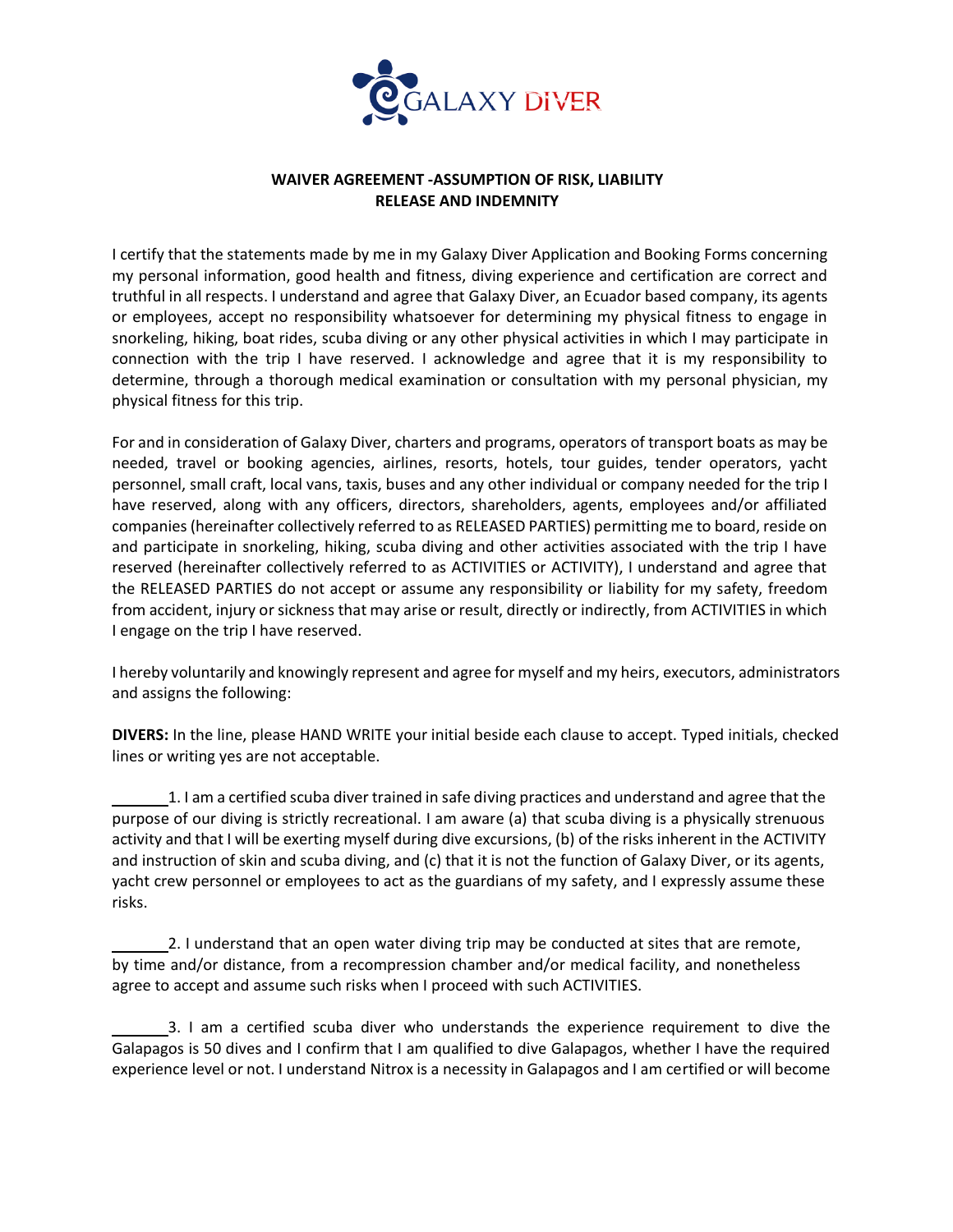GALAXY DIVER

## WAIVER AGREEMENT -ASSUMPTION OF RISK, LIABILITY RELEASE AND INDEMNITY

I certify that the statements made by me in my Galaxy Diver Application and Booking Forms concerning my personal information, good health and fitness, diving experience and certification are correct and truthful in all respects. I understand and agree that Galaxy Diver, an Ecuador based company, its agents or employees, accept no responsibility whatsoever for determining my physical fitness to engage in snorkeling, hiking, boat rides, scuba diving or any other physical activities in which I may participate in connection with the trip I have reserved. I acknowledge and agree that it is my responsibility to determine, through a thorough medical examination or consultation with my personal physician, my physical fitness for this trip.

For and in consideration of Galaxy Diver, charters and programs, operators of transport boats as may be needed, travel or booking agencies, airlines, resorts, hotels, tour guides, tender operators, yacht personnel, small craft, local vans, taxis, buses and any other individual or company needed for the trip I have reserved, along with any officers, directors, shareholders, agents, employees and/or affiliated companies (hereinafter collectively referred to as RELEASED PARTIES) permitting me to board, reside on and participate in snorkeling, hiking, scuba diving and other activities associated with the trip I have reserved (hereinafter collectively referred to as ACTIVITIES or ACTIVITY), I understand and agree that the RELEASED PARTIES do not accept or assume any responsibility or liability for my safety, freedom from accident, injury or sickness that may arise or result, directly or indirectly, from ACTIVITIES in which I engage on the trip I have reserved.

I hereby voluntarily and knowingly represent and agree for myself and my heirs, executors, administrators and assigns the following:

**DIVERS:** In the line, please HAND WRITE your initial beside each clause to accept. Typed initials, checked lines or writing yes are not acceptable.

_______1. I am a certified scuba diver trained in safe diving practices and understand and agree that the purpose of our diving is strictly recreational. I am aware (a) that scuba diving is a physically strenuous activity and that I will be exerting myself during dive excursions, (b) of the risks inherent in the ACTIVITY and instruction of skin and scuba diving, and (c) that it is not the function of Galaxy Diver, or its agents, yacht crew personnel or employees to act as the guardians of my safety, and I expressly assume these risks.

_______2. I understand that an open water diving trip may be conducted at sites that are remote, by time and/or distance, from a recompression chamber and/or medical facility, and nonetheless agree to accept and assume such risks when I proceed with such ACTIVITIES.

_______3. I am a certified scuba diver who understands the experience requirement to dive the Galapagos is 50 dives and I confirm that I am qualified to dive Galapagos, whether I have the required experience level or not. I understand Nitrox is a necessity in Galapagos and I am certified or will become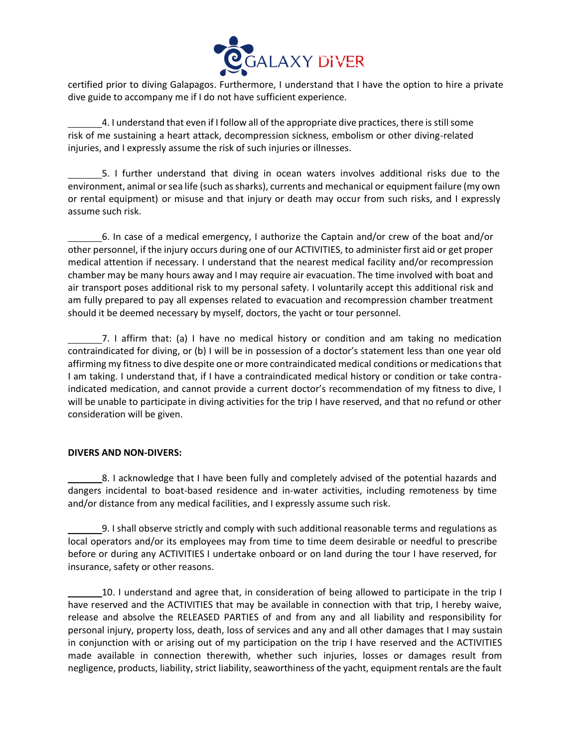certified prior to diving Galapagos. Furthermore, I understand that I have the option to hire a private dive guide to accompany me if I do not have sufficient experience.

_______4. I understand that even if I follow all of the appropriate dive practices, there is still some risk of me sustaining a heart attack, decompression sickness, embolism or other diving-related injuries, and I expressly assume the risk of such injuries or illnesses.

_______5. I further understand that diving in ocean waters involves additional risks due to the environment, animal or sea life (such as sharks), currents and mechanical or equipment failure (my own or rental equipment) or misuse and that injury or death may occur from such risks, and I expressly assume such risk.

_______6. In case of a medical emergency, I authorize the Captain and/or crew of the boat and/or other personnel, if the injury occurs during one of our ACTIVITIES, to administer first aid or get proper medical attention if necessary. I understand that the nearest medical facility and/or recompression chamber may be many hours away and I may require air evacuation. The time involved with boat and air transport poses additional risk to my personal safety. I voluntarily accept this additional risk and am fully prepared to pay all expenses related to evacuation and recompression chamber treatment should it be deemed necessary by myself, doctors, the yacht or tour personnel.

_______7. I affirm that: (a) I have no medical history or condition and am taking no medication contraindicated for diving, or (b) I will be in possession of a doctor's statement less than one year old affirming my fitness to dive despite one or more contraindicated medical conditions or medications that I am taking. I understand that, if I have a contraindicated medical history or condition or take contra-indicated medication, and cannot provide a current doctor's recommendation of my fitness to dive, I will be unable to participate in diving activities for the trip I have reserved, and that no refund or other consideration will be given.

**DIVERS AND NON-DIVERS:**

_______8. I acknowledge that I have been fully and completely advised of the potential hazards and dangers incidental to boat-based residence and in-water activities, including remoteness by time and/or distance from any medical facilities, and I expressly assume such risk.

_______9. I shall observe strictly and comply with such additional reasonable terms and regulations as local operators and/or its employees may from time to time deem desirable or needful to prescribe before or during any ACTIVITIES I undertake onboard or on land during the tour I have reserved, for insurance, safety or other reasons.

_______10. I understand and agree that, in consideration of being allowed to participate in the trip I have reserved and the ACTIVITIES that may be available in connection with that trip, I hereby waive, release and absolve the RELEASED PARTIES of and from any and all liability and responsibility for personal injury, property loss, death, loss of services and any and all other damages that I may sustain in conjunction with or arising out of my participation on the trip I have reserved and the ACTIVITIES made available in connection therewith, whether such injuries, losses or damages result from negligence, products, liability, strict liability, seaworthiness of the yacht, equipment rentals are the fault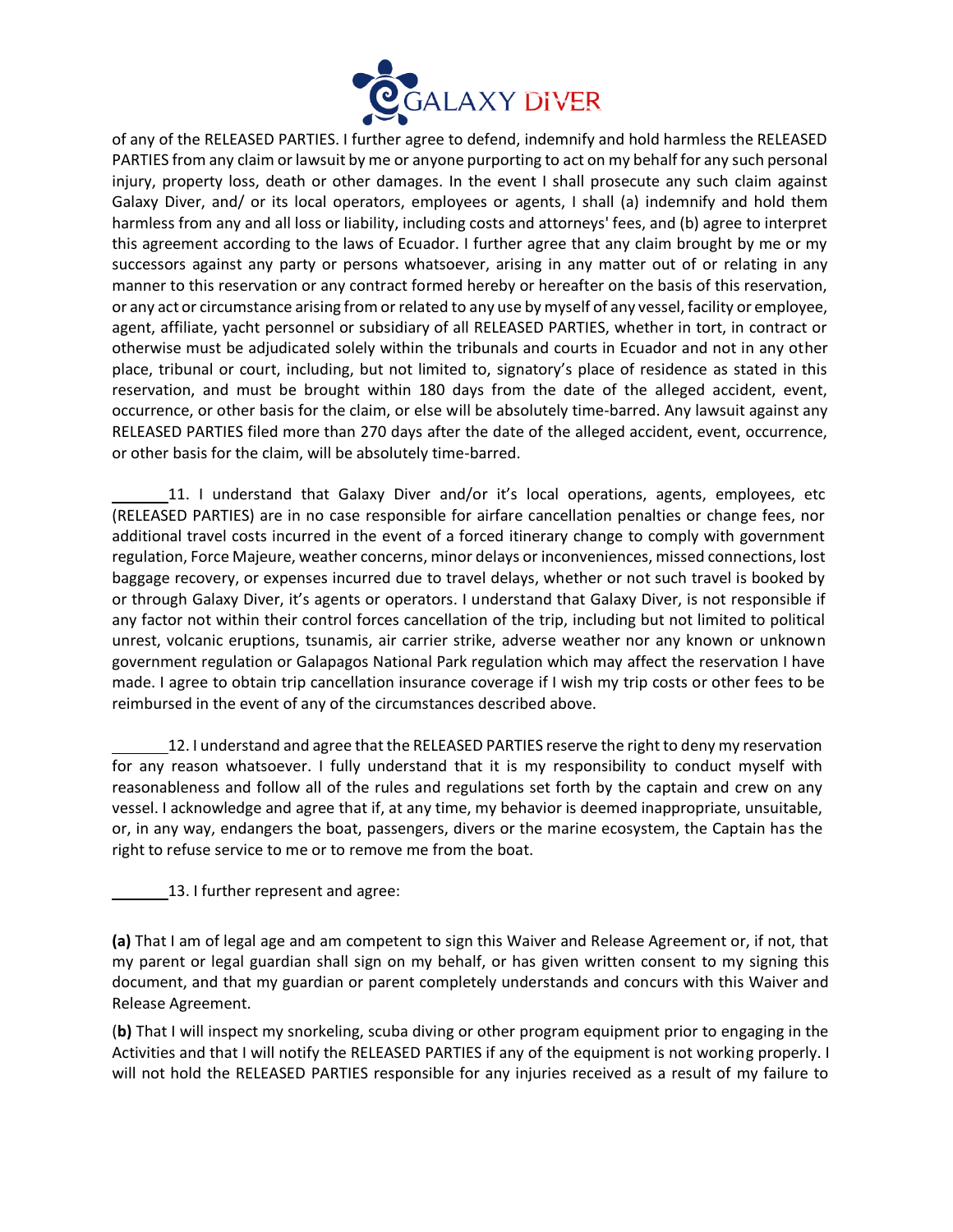of any of the RELEASED PARTIES. I further agree to defend, indemnify and hold harmless the RELEASED PARTIES from any claim or lawsuit by me or anyone purporting to act on my behalf for any such personal injury, property loss, death or other damages. In the event I shall prosecute any such claim against Galaxy Diver, and/ or its local operators, employees or agents, I shall (a) indemnify and hold them harmless from any and all loss or liability, including costs and attorneys' fees, and (b) agree to interpret this agreement according to the laws of Ecuador. I further agree that any claim brought by me or my successors against any party or persons whatsoever, arising in any matter out of or relating in any manner to this reservation or any contract formed hereby or hereafter on the basis of this reservation, or any act or circumstance arising from or related to any use by myself of any vessel, facility or employee, agent, affiliate, yacht personnel or subsidiary of all RELEASED PARTIES, whether in tort, in contract or otherwise must be adjudicated solely within the tribunals and courts in Ecuador and not in any other place, tribunal or court, including, but not limited to, signatory's place of residence as stated in this reservation, and must be brought within 180 days from the date of the alleged accident, event, occurrence, or other basis for the claim, or else will be absolutely time-barred. Any lawsuit against any RELEASED PARTIES filed more than 270 days after the date of the alleged accident, event, occurrence, or other basis for the claim, will be absolutely time-barred.

_______11. I understand that Galaxy Diver and/or it's local operations, agents, employees, etc (RELEASED PARTIES) are in no case responsible for airfare cancellation penalties or change fees, nor additional travel costs incurred in the event of a forced itinerary change to comply with government regulation, Force Majeure, weather concerns, minor delays or inconveniences, missed connections, lost baggage recovery, or expenses incurred due to travel delays, whether or not such travel is booked by or through Galaxy Diver, it's agents or operators. I understand that Galaxy Diver, is not responsible if any factor not within their control forces cancellation of the trip, including but not limited to political unrest, volcanic eruptions, tsunamis, air carrier strike, adverse weather nor any known or unknown government regulation or Galapagos National Park regulation which may affect the reservation I have made. I agree to obtain trip cancellation insurance coverage if I wish my trip costs or other fees to be reimbursed in the event of any of the circumstances described above.

_______12. I understand and agree that the RELEASED PARTIES reserve the right to deny my reservation for any reason whatsoever. I fully understand that it is my responsibility to conduct myself with reasonableness and follow all of the rules and regulations set forth by the captain and crew on any vessel. I acknowledge and agree that if, at any time, my behavior is deemed inappropriate, unsuitable, or, in any way, endangers the boat, passengers, divers or the marine ecosystem, the Captain has the right to refuse service to me or to remove me from the boat.

_______13. I further represent and agree:

**(a)** That I am of legal age and am competent to sign this Waiver and Release Agreement or, if not, that my parent or legal guardian shall sign on my behalf, or has given written consent to my signing this document, and that my guardian or parent completely understands and concurs with this Waiver and Release Agreement.

(**b)** That I will inspect my snorkeling, scuba diving or other program equipment prior to engaging in the Activities and that I will notify the RELEASED PARTIES if any of the equipment is not working properly. I will not hold the RELEASED PARTIES responsible for any injuries received as a result of my failure to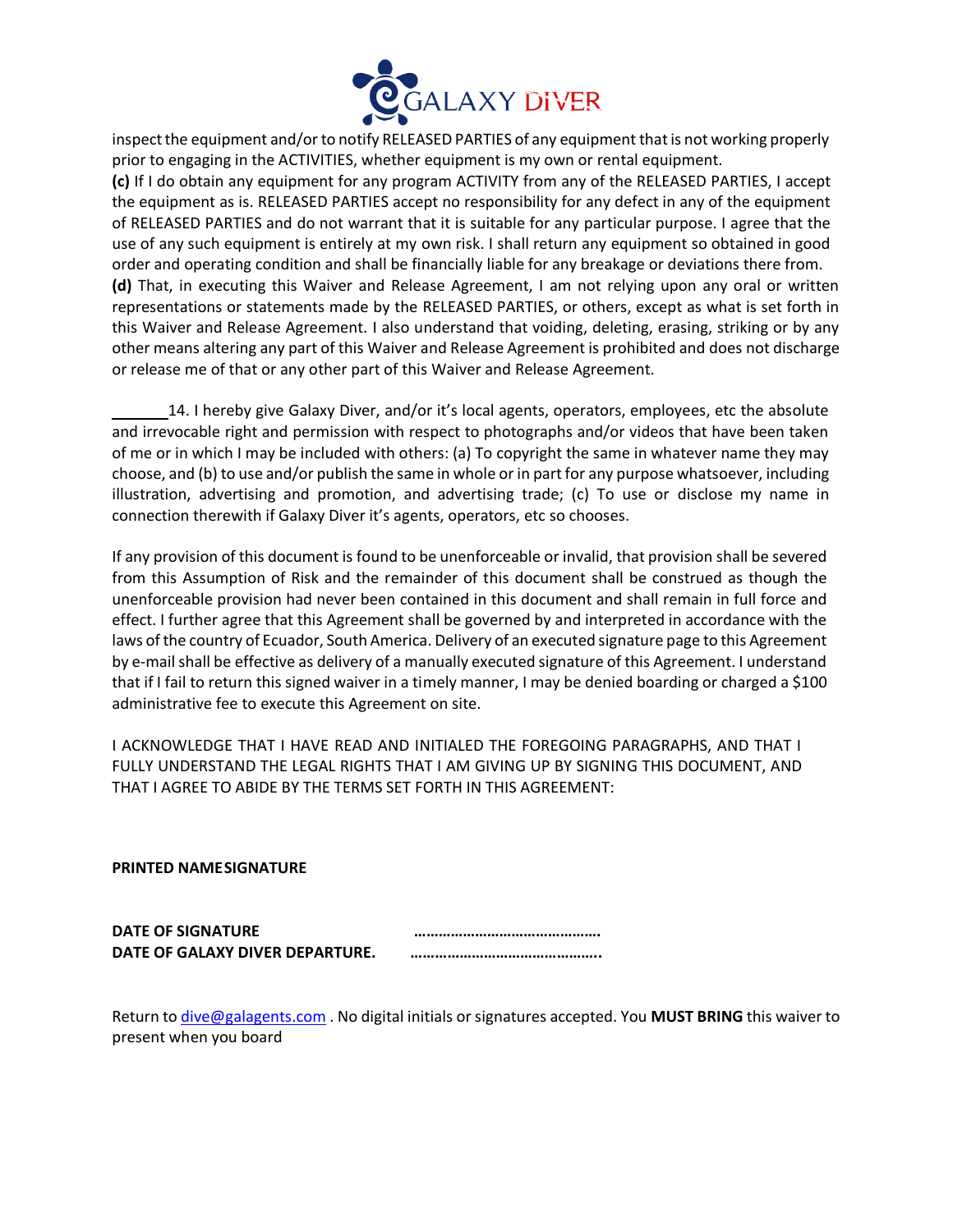inspect the equipment and/or to notify RELEASED PARTIES of any equipment that is not working properly prior to engaging in the ACTIVITIES, whether equipment is my own or rental equipment.

**(c)** If I do obtain any equipment for any program ACTIVITY from any of the RELEASED PARTIES, I accept the equipment as is. RELEASED PARTIES accept no responsibility for any defect in any of the equipment of RELEASED PARTIES and do not warrant that it is suitable for any particular purpose. I agree that the use of any such equipment is entirely at my own risk. I shall return any equipment so obtained in good order and operating condition and shall be financially liable for any breakage or deviations there from.

**(d)** That, in executing this Waiver and Release Agreement, I am not relying upon any oral or written representations or statements made by the RELEASED PARTIES, or others, except as what is set forth in this Waiver and Release Agreement. I also understand that voiding, deleting, erasing, striking or by any other means altering any part of this Waiver and Release Agreement is prohibited and does not discharge or release me of that or any other part of this Waiver and Release Agreement.

_______14. I hereby give Galaxy Diver, and/or it's local agents, operators, employees, etc the absolute and irrevocable right and permission with respect to photographs and/or videos that have been taken of me or in which I may be included with others: (a) To copyright the same in whatever name they may choose, and (b) to use and/or publish the same in whole or in part for any purpose whatsoever, including illustration, advertising and promotion, and advertising trade; (c) To use or disclose my name in connection therewith if Galaxy Diver it's agents, operators, etc so chooses.

If any provision of this document is found to be unenforceable or invalid, that provision shall be severed from this Assumption of Risk and the remainder of this document shall be construed as though the unenforceable provision had never been contained in this document and shall remain in full force and effect. I further agree that this Agreement shall be governed by and interpreted in accordance with the laws of the country of Ecuador, South America. Delivery of an executed signature page to this Agreement by e-mail shall be effective as delivery of a manually executed signature of this Agreement. I understand that if I fail to return this signed waiver in a timely manner, I may be denied boarding or charged a $100 administrative fee to execute this Agreement on site.

I ACKNOWLEDGE THAT I HAVE READ AND INITIALED THE FOREGOING PARAGRAPHS, AND THAT I FULLY UNDERSTAND THE LEGAL RIGHTS THAT I AM GIVING UP BY SIGNING THIS DOCUMENT, AND THAT I AGREE TO ABIDE BY THE TERMS SET FORTH IN THIS AGREEMENT:

**PRINTED NAME SIGNATURE**

**DATE OF SIGNATURE** ……………………………………….

**DATE OF GALAXY DIVER DEPARTURE.** ………………………………………..

Return to dive@galagents.com . No digital initials or signatures accepted. You **MUST BRING** this waiver to present when you board